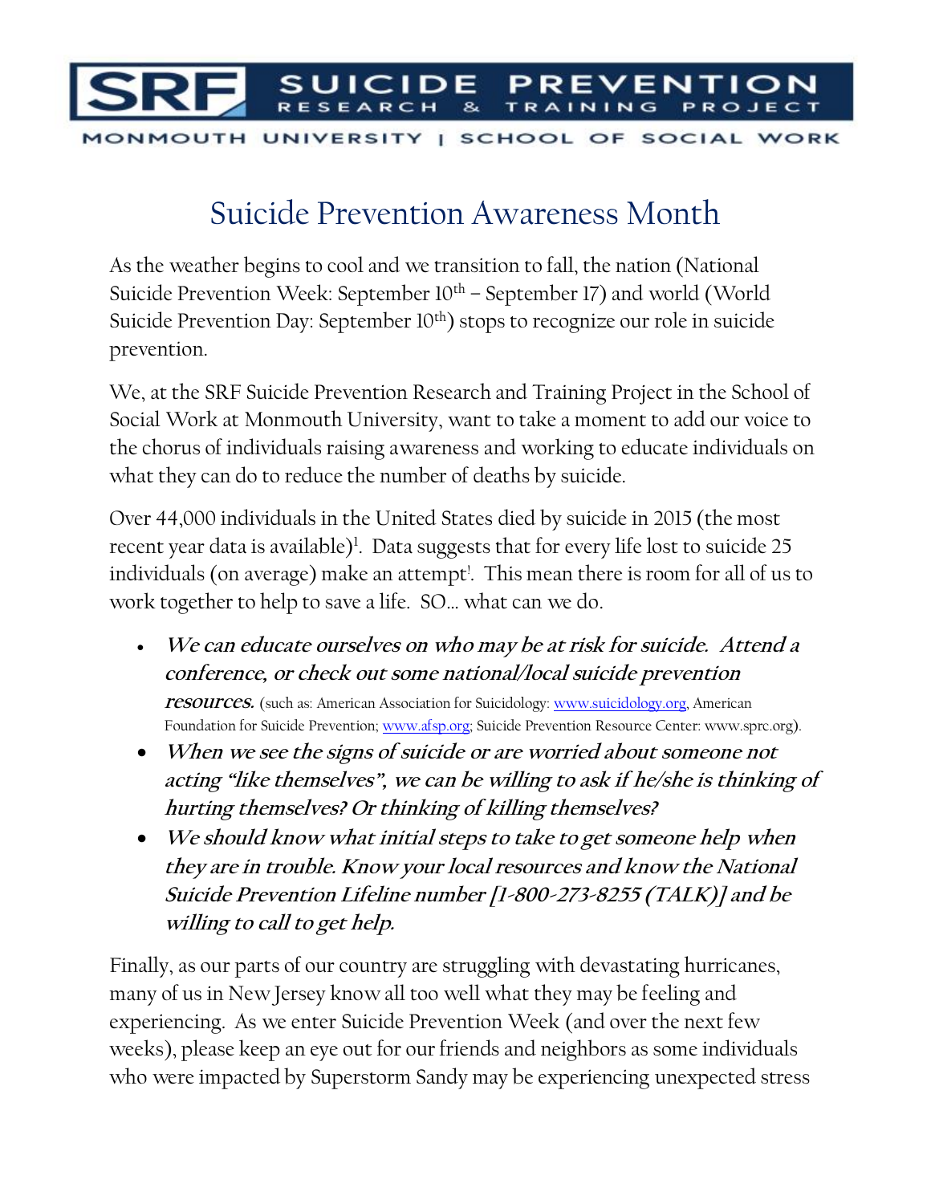SRF SUICIDE PREVENTION RESEARCH & TRAINING PROJECT

MONMOUTH UNIVERSITY | SCHOOL OF SOCIAL WORK

# Suicide Prevention Awareness Month

As the weather begins to cool and we transition to fall, the nation (National Suicide Prevention Week: September 10th – September 17) and world (World Suicide Prevention Day: September 10th) stops to recognize our role in suicide prevention.

We, at the SRF Suicide Prevention Research and Training Project in the School of Social Work at Monmouth University, want to take a moment to add our voice to the chorus of individuals raising awareness and working to educate individuals on what they can do to reduce the number of deaths by suicide.

Over 44,000 individuals in the United States died by suicide in 2015 (the most recent year data is available)[1]. Data suggests that for every life lost to suicide 25 individuals (on average) make an attempt[1]. This mean there is room for all of us to work together to help to save a life. SO… what can we do.

- ***We can educate ourselves on who may be at risk for suicide. Attend a conference, or check out some national/local suicide prevention resources.*** (such as: American Association for Suicidology: www.suicidology.org, American Foundation for Suicide Prevention; www.afsp.org; Suicide Prevention Resource Center: www.sprc.org).
- ***When we see the signs of suicide or are worried about someone not acting "like themselves", we can be willing to ask if he/she is thinking of hurting themselves? Or thinking of killing themselves?***
- ***We should know what initial steps to take to get someone help when they are in trouble. Know your local resources and know the National Suicide Prevention Lifeline number [1-800-273-8255 (TALK)] and be willing to call to get help.***

Finally, as our parts of our country are struggling with devastating hurricanes, many of us in New Jersey know all too well what they may be feeling and experiencing. As we enter Suicide Prevention Week (and over the next few weeks), please keep an eye out for our friends and neighbors as some individuals who were impacted by Superstorm Sandy may be experiencing unexpected stress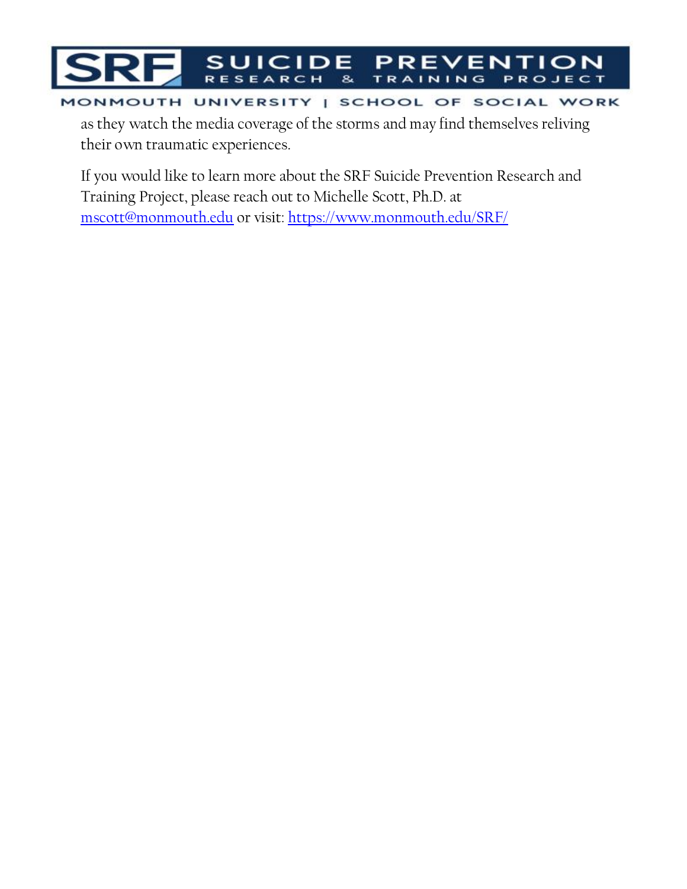as they watch the media coverage of the storms and may find themselves reliving their own traumatic experiences.

If you would like to learn more about the SRF Suicide Prevention Research and Training Project, please reach out to Michelle Scott, Ph.D. at [mscott@monmouth.edu](mailto:mscott@monmouth.edu) or visit: [https://www.monmouth.edu/SRF/](https://www.monmouth.edu/SRF/)